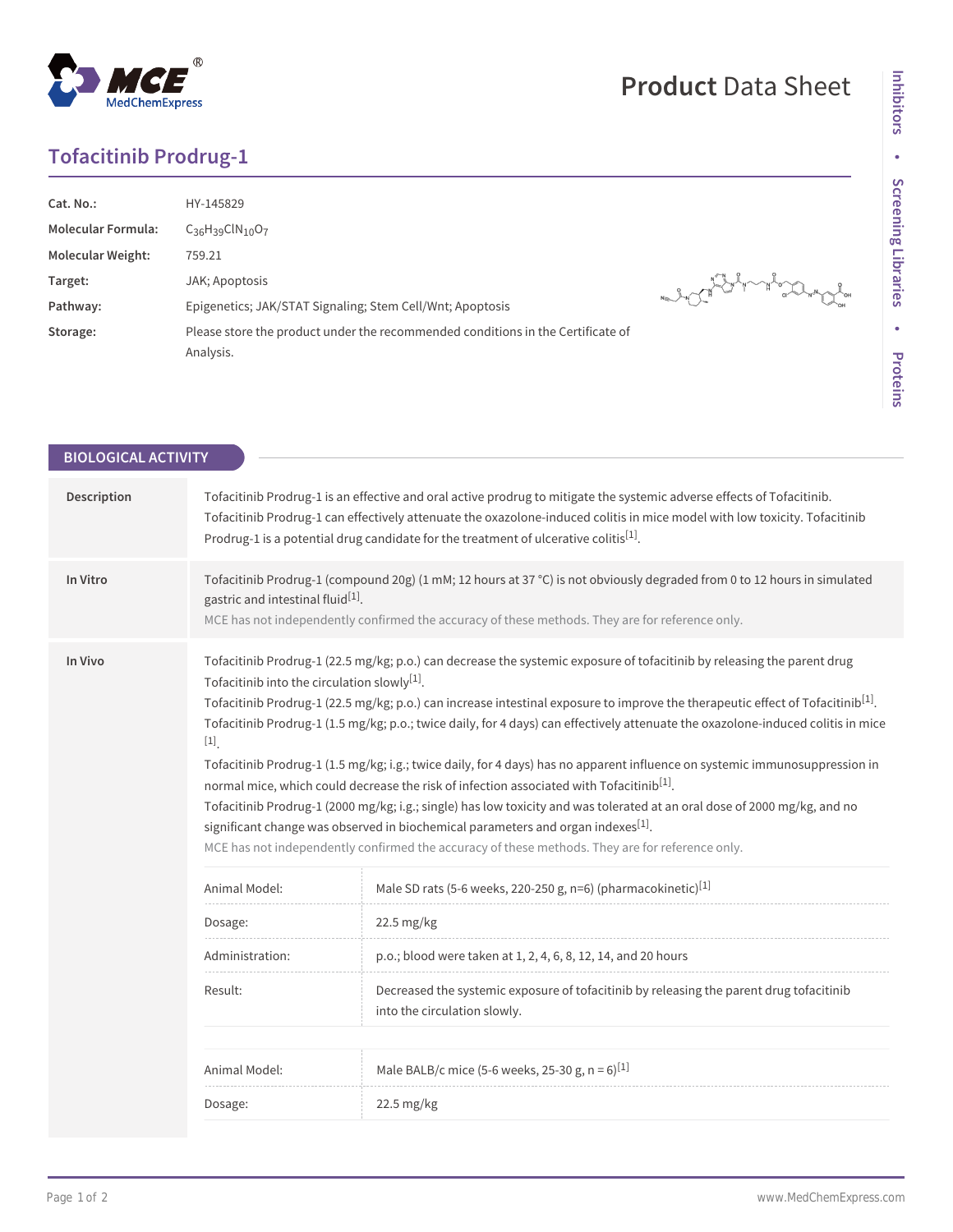# Tofacitinib Prodrug-1

| | |
|---|---|
| **Cat. No.:** | HY-145829 |
| **Molecular Formula:** | $C_{36}H_{39}ClN_{10}O_7$ |
| **Molecular Weight:** | 759.21 |
| **Target:** | JAK; Apoptosis |
| **Pathway:** | Epigenetics; JAK/STAT Signaling; Stem Cell/Wnt; Apoptosis |
| **Storage:** | Please store the product under the recommended conditions in the Certificate of Analysis. |

## BIOLOGICAL ACTIVITY

**Description**

Tofacitinib Prodrug-1 is an effective and oral active prodrug to mitigate the systemic adverse effects of Tofacitinib. Tofacitinib Prodrug-1 can effectively attenuate the oxazolone-induced colitis in mice model with low toxicity. Tofacitinib Prodrug-1 is a potential drug candidate for the treatment of ulcerative colitis[1].

**In Vitro**

Tofacitinib Prodrug-1 (compound 20g) (1 mM; 12 hours at 37 °C) is not obviously degraded from 0 to 12 hours in simulated gastric and intestinal fluid[1].

MCE has not independently confirmed the accuracy of these methods. They are for reference only.

**In Vivo**

Tofacitinib Prodrug-1 (22.5 mg/kg; p.o.) can decrease the systemic exposure of tofacitinib by releasing the parent drug Tofacitinib into the circulation slowly[1].

Tofacitinib Prodrug-1 (22.5 mg/kg; p.o.) can increase intestinal exposure to improve the therapeutic effect of Tofacitinib[1].

Tofacitinib Prodrug-1 (1.5 mg/kg; p.o.; twice daily, for 4 days) can effectively attenuate the oxazolone-induced colitis in mice[1].

Tofacitinib Prodrug-1 (1.5 mg/kg; i.g.; twice daily, for 4 days) has no apparent influence on systemic immunosuppression in normal mice, which could decrease the risk of infection associated with Tofacitinib[1].

Tofacitinib Prodrug-1 (2000 mg/kg; i.g.; single) has low toxicity and was tolerated at an oral dose of 2000 mg/kg, and no significant change was observed in biochemical parameters and organ indexes[1].

MCE has not independently confirmed the accuracy of these methods. They are for reference only.

| | |
|---|---|
| Animal Model: | Male SD rats (5-6 weeks, 220-250 g, n=6) (pharmacokinetic)[1] |
| Dosage: | 22.5 mg/kg |
| Administration: | p.o.; blood were taken at 1, 2, 4, 6, 8, 12, 14, and 20 hours |
| Result: | Decreased the systemic exposure of tofacitinib by releasing the parent drug tofacitinib into the circulation slowly. |

| | |
|---|---|
| Animal Model: | Male BALB/c mice (5-6 weeks, 25-30 g, n = 6)[1] |
| Dosage: | 22.5 mg/kg |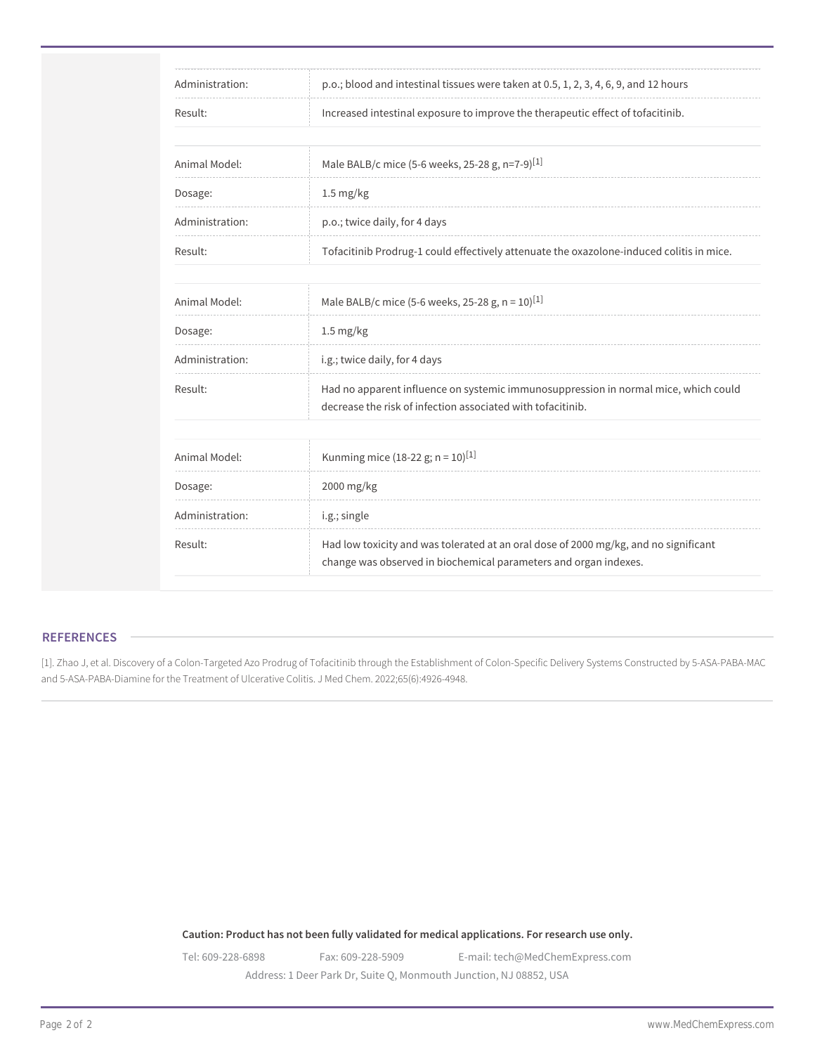| | |
|---|---|
| Administration: | p.o.; blood and intestinal tissues were taken at 0.5, 1, 2, 3, 4, 6, 9, and 12 hours |
| Result: | Increased intestinal exposure to improve the therapeutic effect of tofacitinib. |

| | |
|---|---|
| Animal Model: | Male BALB/c mice (5-6 weeks, 25-28 g, n=7-9)[1] |
| Dosage: | 1.5 mg/kg |
| Administration: | p.o.; twice daily, for 4 days |
| Result: | Tofacitinib Prodrug-1 could effectively attenuate the oxazolone-induced colitis in mice. |

| | |
|---|---|
| Animal Model: | Male BALB/c mice (5-6 weeks, 25-28 g, n = 10)[1] |
| Dosage: | 1.5 mg/kg |
| Administration: | i.g.; twice daily, for 4 days |
| Result: | Had no apparent influence on systemic immunosuppression in normal mice, which could decrease the risk of infection associated with tofacitinib. |

| | |
|---|---|
| Animal Model: | Kunming mice (18-22 g; n = 10)[1] |
| Dosage: | 2000 mg/kg |
| Administration: | i.g.; single |
| Result: | Had low toxicity and was tolerated at an oral dose of 2000 mg/kg, and no significant change was observed in biochemical parameters and organ indexes. |

## REFERENCES

[1]. Zhao J, et al. Discovery of a Colon-Targeted Azo Prodrug of Tofacitinib through the Establishment of Colon-Specific Delivery Systems Constructed by 5-ASA-PABA-MAC and 5-ASA-PABA-Diamine for the Treatment of Ulcerative Colitis. J Med Chem. 2022;65(6):4926-4948.

**Caution: Product has not been fully validated for medical applications. For research use only.**

Tel: 609-228-6898 Fax: 609-228-5909 E-mail: tech@MedChemExpress.com

Address: 1 Deer Park Dr, Suite Q, Monmouth Junction, NJ 08852, USA